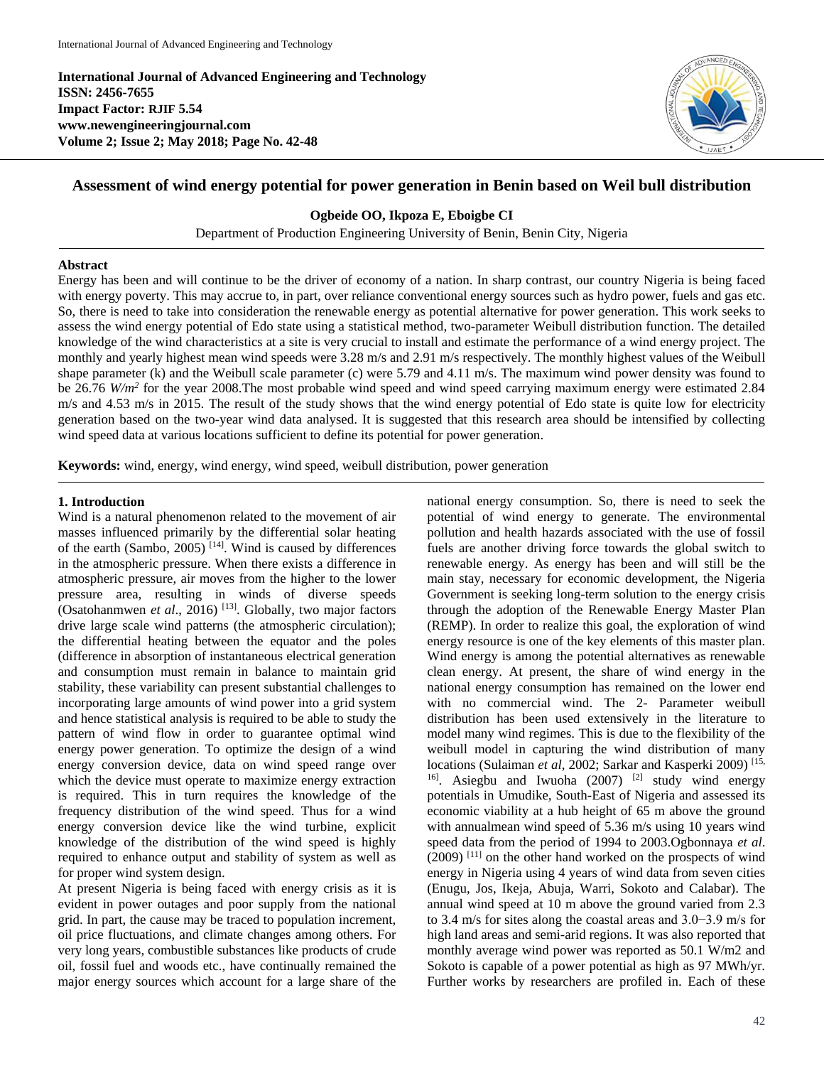**International Journal of Advanced Engineering and Technology**
**ISSN: 2456-7655**
**Impact Factor: RJIF 5.54**
**www.newengineeringjournal.com**
**Volume 2; Issue 2; May 2018; Page No. 42-48**

# Assessment of wind energy potential for power generation in Benin based on Weil bull distribution

**Ogbeide OO, Ikpoza E, Eboigbe CI**

Department of Production Engineering University of Benin, Benin City, Nigeria

## Abstract

Energy has been and will continue to be the driver of economy of a nation. In sharp contrast, our country Nigeria is being faced with energy poverty. This may accrue to, in part, over reliance conventional energy sources such as hydro power, fuels and gas etc. So, there is need to take into consideration the renewable energy as potential alternative for power generation. This work seeks to assess the wind energy potential of Edo state using a statistical method, two-parameter Weibull distribution function. The detailed knowledge of the wind characteristics at a site is very crucial to install and estimate the performance of a wind energy project. The monthly and yearly highest mean wind speeds were 3.28 m/s and 2.91 m/s respectively. The monthly highest values of the Weibull shape parameter (k) and the Weibull scale parameter (c) were 5.79 and 4.11 m/s. The maximum wind power density was found to be 26.76 *W/m*$^2$ for the year 2008.The most probable wind speed and wind speed carrying maximum energy were estimated 2.84 m/s and 4.53 m/s in 2015. The result of the study shows that the wind energy potential of Edo state is quite low for electricity generation based on the two-year wind data analysed. It is suggested that this research area should be intensified by collecting wind speed data at various locations sufficient to define its potential for power generation.

**Keywords:** wind, energy, wind energy, wind speed, weibull distribution, power generation

## 1. Introduction

Wind is a natural phenomenon related to the movement of air masses influenced primarily by the differential solar heating of the earth (Sambo, 2005) [14]. Wind is caused by differences in the atmospheric pressure. When there exists a difference in atmospheric pressure, air moves from the higher to the lower pressure area, resulting in winds of diverse speeds (Osatohanmwen *et al*., 2016) [13]. Globally, two major factors drive large scale wind patterns (the atmospheric circulation); the differential heating between the equator and the poles (difference in absorption of instantaneous electrical generation and consumption must remain in balance to maintain grid stability, these variability can present substantial challenges to incorporating large amounts of wind power into a grid system and hence statistical analysis is required to be able to study the pattern of wind flow in order to guarantee optimal wind energy power generation. To optimize the design of a wind energy conversion device, data on wind speed range over which the device must operate to maximize energy extraction is required. This in turn requires the knowledge of the frequency distribution of the wind speed. Thus for a wind energy conversion device like the wind turbine, explicit knowledge of the distribution of the wind speed is highly required to enhance output and stability of system as well as for proper wind system design.

At present Nigeria is being faced with energy crisis as it is evident in power outages and poor supply from the national grid. In part, the cause may be traced to population increment, oil price fluctuations, and climate changes among others. For very long years, combustible substances like products of crude oil, fossil fuel and woods etc., have continually remained the major energy sources which account for a large share of the national energy consumption. So, there is need to seek the potential of wind energy to generate. The environmental pollution and health hazards associated with the use of fossil fuels are another driving force towards the global switch to renewable energy. As energy has been and will still be the main stay, necessary for economic development, the Nigeria Government is seeking long-term solution to the energy crisis through the adoption of the Renewable Energy Master Plan (REMP). In order to realize this goal, the exploration of wind energy resource is one of the key elements of this master plan. Wind energy is among the potential alternatives as renewable clean energy. At present, the share of wind energy in the national energy consumption has remained on the lower end with no commercial wind. The 2- Parameter weibull distribution has been used extensively in the literature to model many wind regimes. This is due to the flexibility of the weibull model in capturing the wind distribution of many locations (Sulaiman *et al*, 2002; Sarkar and Kasperki 2009) [15, 16]. Asiegbu and Iwuoha (2007) [2] study wind energy potentials in Umudike, South-East of Nigeria and assessed its economic viability at a hub height of 65 m above the ground with annualmean wind speed of 5.36 m/s using 10 years wind speed data from the period of 1994 to 2003.Ogbonnaya *et al*. (2009) [11] on the other hand worked on the prospects of wind energy in Nigeria using 4 years of wind data from seven cities (Enugu, Jos, Ikeja, Abuja, Warri, Sokoto and Calabar). The annual wind speed at 10 m above the ground varied from 2.3 to 3.4 m/s for sites along the coastal areas and 3.0−3.9 m/s for high land areas and semi-arid regions. It was also reported that monthly average wind power was reported as 50.1 W/m2 and Sokoto is capable of a power potential as high as 97 MWh/yr. Further works by researchers are profiled in. Each of these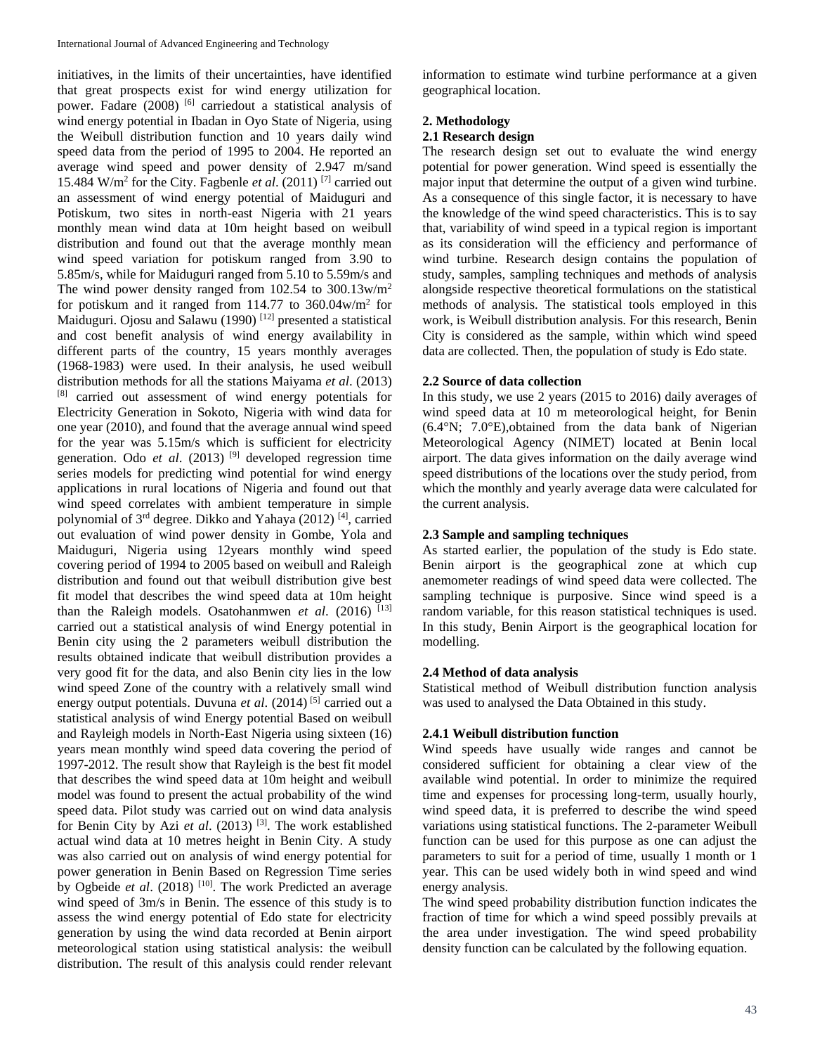initiatives, in the limits of their uncertainties, have identified that great prospects exist for wind energy utilization for power. Fadare (2008) [6] carriedout a statistical analysis of wind energy potential in Ibadan in Oyo State of Nigeria, using the Weibull distribution function and 10 years daily wind speed data from the period of 1995 to 2004. He reported an average wind speed and power density of 2.947 m/sand 15.484 W/m$^2$ for the City. Fagbenle *et al*. (2011) [7] carried out an assessment of wind energy potential of Maiduguri and Potiskum, two sites in north-east Nigeria with 21 years monthly mean wind data at 10m height based on weibull distribution and found out that the average monthly mean wind speed variation for potiskum ranged from 3.90 to 5.85m/s, while for Maiduguri ranged from 5.10 to 5.59m/s and The wind power density ranged from 102.54 to 300.13w/m$^2$ for potiskum and it ranged from 114.77 to 360.04w/m$^2$ for Maiduguri. Ojosu and Salawu (1990) [12] presented a statistical and cost benefit analysis of wind energy availability in different parts of the country, 15 years monthly averages (1968-1983) were used. In their analysis, he used weibull distribution methods for all the stations Maiyama *et al*. (2013) [8] carried out assessment of wind energy potentials for Electricity Generation in Sokoto, Nigeria with wind data for one year (2010), and found that the average annual wind speed for the year was 5.15m/s which is sufficient for electricity generation. Odo *et al*. (2013) [9] developed regression time series models for predicting wind potential for wind energy applications in rural locations of Nigeria and found out that wind speed correlates with ambient temperature in simple polynomial of 3$^{rd}$ degree. Dikko and Yahaya (2012) [4], carried out evaluation of wind power density in Gombe, Yola and Maiduguri, Nigeria using 12years monthly wind speed covering period of 1994 to 2005 based on weibull and Raleigh distribution and found out that weibull distribution give best fit model that describes the wind speed data at 10m height than the Raleigh models. Osatohanmwen *et al*. (2016) [13] carried out a statistical analysis of wind Energy potential in Benin city using the 2 parameters weibull distribution the results obtained indicate that weibull distribution provides a very good fit for the data, and also Benin city lies in the low wind speed Zone of the country with a relatively small wind energy output potentials. Duvuna *et al*. (2014) [5] carried out a statistical analysis of wind Energy potential Based on weibull and Rayleigh models in North-East Nigeria using sixteen (16) years mean monthly wind speed data covering the period of 1997-2012. The result show that Rayleigh is the best fit model that describes the wind speed data at 10m height and weibull model was found to present the actual probability of the wind speed data. Pilot study was carried out on wind data analysis for Benin City by Azi *et al*. (2013) [3]. The work established actual wind data at 10 metres height in Benin City. A study was also carried out on analysis of wind energy potential for power generation in Benin Based on Regression Time series by Ogbeide *et al*. (2018) [10]. The work Predicted an average wind speed of 3m/s in Benin. The essence of this study is to assess the wind energy potential of Edo state for electricity generation by using the wind data recorded at Benin airport meteorological station using statistical analysis: the weibull distribution. The result of this analysis could render relevant information to estimate wind turbine performance at a given geographical location.

## 2. Methodology

### 2.1 Research design

The research design set out to evaluate the wind energy potential for power generation. Wind speed is essentially the major input that determine the output of a given wind turbine. As a consequence of this single factor, it is necessary to have the knowledge of the wind speed characteristics. This is to say that, variability of wind speed in a typical region is important as its consideration will the efficiency and performance of wind turbine. Research design contains the population of study, samples, sampling techniques and methods of analysis alongside respective theoretical formulations on the statistical methods of analysis. The statistical tools employed in this work, is Weibull distribution analysis. For this research, Benin City is considered as the sample, within which wind speed data are collected. Then, the population of study is Edo state.

### 2.2 Source of data collection

In this study, we use 2 years (2015 to 2016) daily averages of wind speed data at 10 m meteorological height, for Benin (6.4°N; 7.0°E),obtained from the data bank of Nigerian Meteorological Agency (NIMET) located at Benin local airport. The data gives information on the daily average wind speed distributions of the locations over the study period, from which the monthly and yearly average data were calculated for the current analysis.

### 2.3 Sample and sampling techniques

As started earlier, the population of the study is Edo state. Benin airport is the geographical zone at which cup anemometer readings of wind speed data were collected. The sampling technique is purposive. Since wind speed is a random variable, for this reason statistical techniques is used. In this study, Benin Airport is the geographical location for modelling.

### 2.4 Method of data analysis

Statistical method of Weibull distribution function analysis was used to analysed the Data Obtained in this study.

#### 2.4.1 Weibull distribution function

Wind speeds have usually wide ranges and cannot be considered sufficient for obtaining a clear view of the available wind potential. In order to minimize the required time and expenses for processing long-term, usually hourly, wind speed data, it is preferred to describe the wind speed variations using statistical functions. The 2-parameter Weibull function can be used for this purpose as one can adjust the parameters to suit for a period of time, usually 1 month or 1 year. This can be used widely both in wind speed and wind energy analysis.

The wind speed probability distribution function indicates the fraction of time for which a wind speed possibly prevails at the area under investigation. The wind speed probability density function can be calculated by the following equation.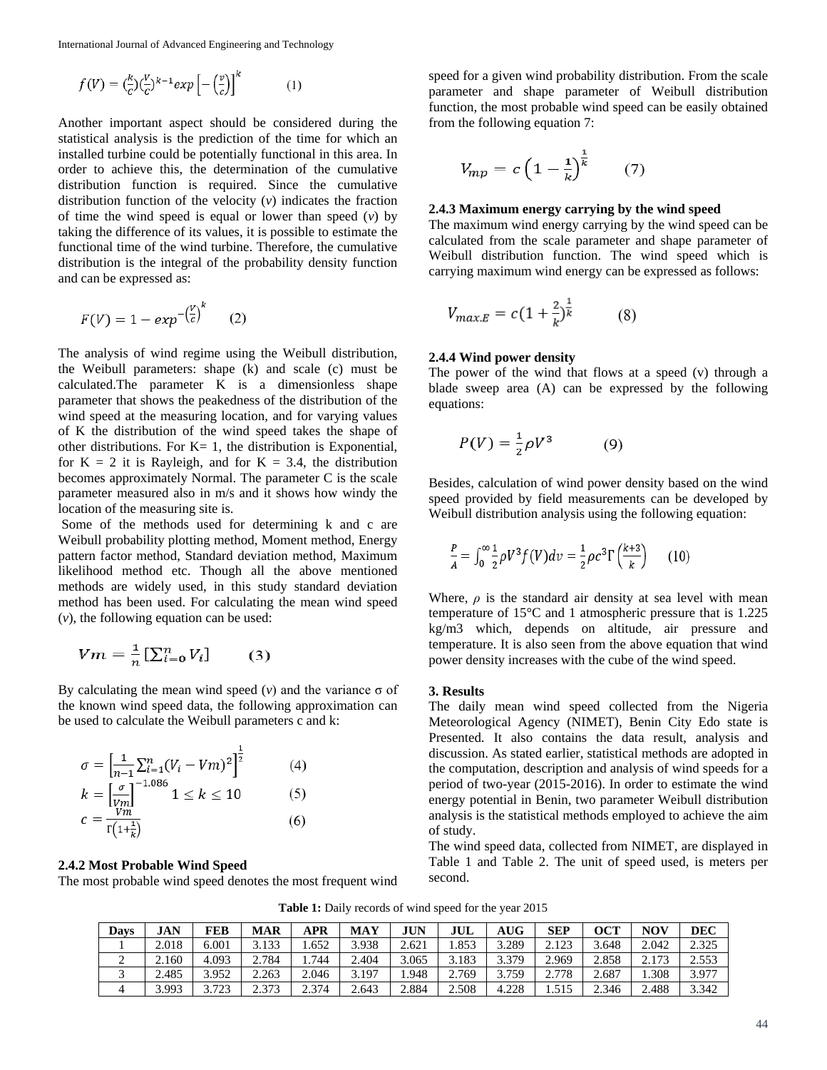$$f(V) = \left(\frac{k}{c}\right)\left(\frac{V}{c}\right)^{k-1} exp\left[-\left(\frac{v}{c}\right)\right]^{k} \qquad (1)$$

Another important aspect should be considered during the statistical analysis is the prediction of the time for which an installed turbine could be potentially functional in this area. In order to achieve this, the determination of the cumulative distribution function is required. Since the cumulative distribution function of the velocity (*v*) indicates the fraction of time the wind speed is equal or lower than speed (*v*) by taking the difference of its values, it is possible to estimate the functional time of the wind turbine. Therefore, the cumulative distribution is the integral of the probability density function and can be expressed as:

$$F(V) = 1 - exp^{-\left(\frac{V}{c}\right)^{k}} \qquad (2)$$

The analysis of wind regime using the Weibull distribution, the Weibull parameters: shape (k) and scale (c) must be calculated.The parameter K is a dimensionless shape parameter that shows the peakedness of the distribution of the wind speed at the measuring location, and for varying values of K the distribution of the wind speed takes the shape of other distributions. For K= 1, the distribution is Exponential, for K = 2 it is Rayleigh, and for K = 3.4, the distribution becomes approximately Normal. The parameter C is the scale parameter measured also in m/s and it shows how windy the location of the measuring site is.

Some of the methods used for determining k and c are Weibull probability plotting method, Moment method, Energy pattern factor method, Standard deviation method, Maximum likelihood method etc. Though all the above mentioned methods are widely used, in this study standard deviation method has been used. For calculating the mean wind speed (*v*), the following equation can be used:

$$Vm = \frac{1}{n}\left[\sum_{i=0}^{n} V_i\right] \qquad (3)$$

By calculating the mean wind speed (*v*) and the variance σ of the known wind speed data, the following approximation can be used to calculate the Weibull parameters c and k:

$$\sigma = \left[\frac{1}{n-1}\sum_{i=1}^{n}(V_i - Vm)^2\right]^{\frac{1}{2}} \qquad (4)$$

$$k = \left[\frac{\sigma}{Vm}\right]^{-1.086} \quad 1 \le k \le 10 \qquad (5)$$

$$c = \frac{Vm}{\Gamma\left(1+\frac{1}{k}\right)} \qquad (6)$$

### 2.4.2 Most Probable Wind Speed

The most probable wind speed denotes the most frequent wind speed for a given wind probability distribution. From the scale parameter and shape parameter of Weibull distribution function, the most probable wind speed can be easily obtained from the following equation 7:

$$V_{mp} = c\left(1 - \frac{1}{k}\right)^{\frac{1}{k}} \qquad (7)$$

### 2.4.3 Maximum energy carrying by the wind speed

The maximum wind energy carrying by the wind speed can be calculated from the scale parameter and shape parameter of Weibull distribution function. The wind speed which is carrying maximum wind energy can be expressed as follows:

$$V_{max.E} = c\left(1 + \frac{2}{k}\right)^{\frac{1}{k}} \qquad (8)$$

### 2.4.4 Wind power density

The power of the wind that flows at a speed (v) through a blade sweep area (A) can be expressed by the following equations:

$$P(V) = \frac{1}{2}\rho V^3 \qquad (9)$$

Besides, calculation of wind power density based on the wind speed provided by field measurements can be developed by Weibull distribution analysis using the following equation:

$$\frac{P}{A} = \int_0^{\infty} \frac{1}{2}\rho V^3 f(V) dv = \frac{1}{2}\rho c^3 \Gamma\left(\frac{k+3}{k}\right) \qquad (10)$$

Where, *ρ* is the standard air density at sea level with mean temperature of 15°C and 1 atmospheric pressure that is 1.225 kg/m3 which, depends on altitude, air pressure and temperature. It is also seen from the above equation that wind power density increases with the cube of the wind speed.

## 3. Results

The daily mean wind speed collected from the Nigeria Meteorological Agency (NIMET), Benin City Edo state is Presented. It also contains the data result, analysis and discussion. As stated earlier, statistical methods are adopted in the computation, description and analysis of wind speeds for a period of two-year (2015-2016). In order to estimate the wind energy potential in Benin, two parameter Weibull distribution analysis is the statistical methods employed to achieve the aim of study.

The wind speed data, collected from NIMET, are displayed in Table 1 and Table 2. The unit of speed used, is meters per second.

**Table 1:** Daily records of wind speed for the year 2015

| Days | JAN | FEB | MAR | APR | MAY | JUN | JUL | AUG | SEP | OCT | NOV | DEC |
|---|---|---|---|---|---|---|---|---|---|---|---|---|
| 1 | 2.018 | 6.001 | 3.133 | 1.652 | 3.938 | 2.621 | 1.853 | 3.289 | 2.123 | 3.648 | 2.042 | 2.325 |
| 2 | 2.160 | 4.093 | 2.784 | 1.744 | 2.404 | 3.065 | 3.183 | 3.379 | 2.969 | 2.858 | 2.173 | 2.553 |
| 3 | 2.485 | 3.952 | 2.263 | 2.046 | 3.197 | 1.948 | 2.769 | 3.759 | 2.778 | 2.687 | 1.308 | 3.977 |
| 4 | 3.993 | 3.723 | 2.373 | 2.374 | 2.643 | 2.884 | 2.508 | 4.228 | 1.515 | 2.346 | 2.488 | 3.342 |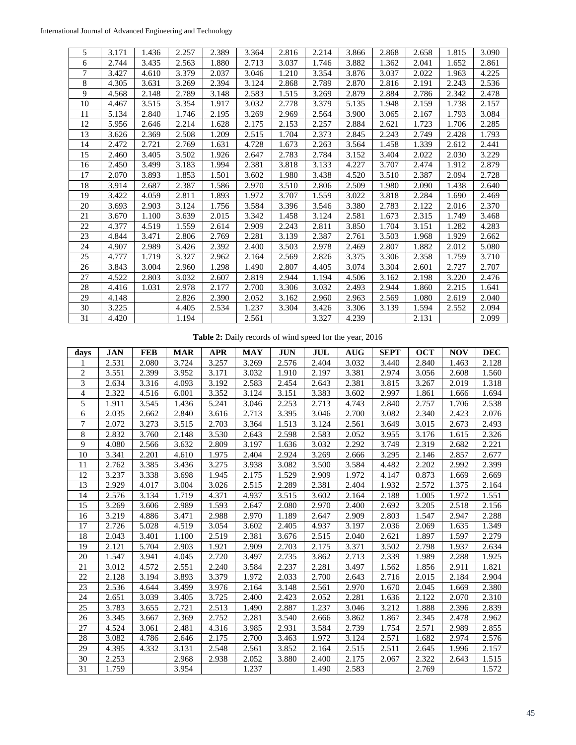| 5 | 3.171 | 1.436 | 2.257 | 2.389 | 3.364 | 2.816 | 2.214 | 3.866 | 2.868 | 2.658 | 1.815 | 3.090 |
|---|---|---|---|---|---|---|---|---|---|---|---|---|
| 6 | 2.744 | 3.435 | 2.563 | 1.880 | 2.713 | 3.037 | 1.746 | 3.882 | 1.362 | 2.041 | 1.652 | 2.861 |
| 7 | 3.427 | 4.610 | 3.379 | 2.037 | 3.046 | 1.210 | 3.354 | 3.876 | 3.037 | 2.022 | 1.963 | 4.225 |
| 8 | 4.305 | 3.631 | 3.269 | 2.394 | 3.124 | 2.868 | 2.789 | 2.870 | 2.816 | 2.191 | 2.243 | 2.536 |
| 9 | 4.568 | 2.148 | 2.789 | 3.148 | 2.583 | 1.515 | 3.269 | 2.879 | 2.884 | 2.786 | 2.342 | 2.478 |
| 10 | 4.467 | 3.515 | 3.354 | 1.917 | 3.032 | 2.778 | 3.379 | 5.135 | 1.948 | 2.159 | 1.738 | 2.157 |
| 11 | 5.134 | 2.840 | 1.746 | 2.195 | 3.269 | 2.969 | 2.564 | 3.900 | 3.065 | 2.167 | 1.793 | 3.084 |
| 12 | 5.956 | 2.646 | 2.214 | 1.628 | 2.175 | 2.153 | 2.257 | 2.884 | 2.621 | 1.723 | 1.706 | 2.285 |
| 13 | 3.626 | 2.369 | 2.508 | 1.209 | 2.515 | 1.704 | 2.373 | 2.845 | 2.243 | 2.749 | 2.428 | 1.793 |
| 14 | 2.472 | 2.721 | 2.769 | 1.631 | 4.728 | 1.673 | 2.263 | 3.564 | 1.458 | 1.339 | 2.612 | 2.441 |
| 15 | 2.460 | 3.405 | 3.502 | 1.926 | 2.647 | 2.783 | 2.784 | 3.152 | 3.404 | 2.022 | 2.030 | 3.229 |
| 16 | 2.450 | 3.499 | 3.183 | 1.994 | 2.381 | 3.818 | 3.133 | 4.227 | 3.707 | 2.474 | 1.912 | 2.879 |
| 17 | 2.070 | 3.893 | 1.853 | 1.501 | 3.602 | 1.980 | 3.438 | 4.520 | 3.510 | 2.387 | 2.094 | 2.728 |
| 18 | 3.914 | 2.687 | 2.387 | 1.586 | 2.970 | 3.510 | 2.806 | 2.509 | 1.980 | 2.090 | 1.438 | 2.640 |
| 19 | 3.422 | 4.059 | 2.811 | 1.893 | 1.972 | 3.707 | 1.559 | 3.022 | 3.818 | 2.284 | 1.690 | 2.469 |
| 20 | 3.693 | 2.903 | 3.124 | 1.756 | 3.584 | 3.396 | 3.546 | 3.380 | 2.783 | 2.122 | 2.016 | 2.370 |
| 21 | 3.670 | 1.100 | 3.639 | 2.015 | 3.342 | 1.458 | 3.124 | 2.581 | 1.673 | 2.315 | 1.749 | 3.468 |
| 22 | 4.377 | 4.519 | 1.559 | 2.614 | 2.909 | 2.243 | 2.811 | 3.850 | 1.704 | 3.151 | 1.282 | 4.283 |
| 23 | 4.844 | 3.471 | 2.806 | 2.769 | 2.281 | 3.139 | 2.387 | 2.761 | 3.503 | 1.968 | 1.929 | 2.662 |
| 24 | 4.907 | 2.989 | 3.426 | 2.392 | 2.400 | 3.503 | 2.978 | 2.469 | 2.807 | 1.882 | 2.012 | 5.080 |
| 25 | 4.777 | 1.719 | 3.327 | 2.962 | 2.164 | 2.569 | 2.826 | 3.375 | 3.306 | 2.358 | 1.759 | 3.710 |
| 26 | 3.843 | 3.004 | 2.960 | 1.298 | 1.490 | 2.807 | 4.405 | 3.074 | 3.304 | 2.601 | 2.727 | 2.707 |
| 27 | 4.522 | 2.803 | 3.032 | 2.607 | 2.819 | 2.944 | 1.194 | 4.506 | 3.162 | 2.198 | 3.220 | 2.476 |
| 28 | 4.416 | 1.031 | 2.978 | 2.177 | 2.700 | 3.306 | 3.032 | 2.493 | 2.944 | 1.860 | 2.215 | 1.641 |
| 29 | 4.148 | | 2.826 | 2.390 | 2.052 | 3.162 | 2.960 | 2.963 | 2.569 | 1.080 | 2.619 | 2.040 |
| 30 | 3.225 | | 4.405 | 2.534 | 1.237 | 3.304 | 3.426 | 3.306 | 3.139 | 1.594 | 2.552 | 2.094 |
| 31 | 4.420 | | 1.194 | | 2.561 | | 3.327 | 4.239 | | 2.131 | | 2.099 |

**Table 2:** Daily records of wind speed for the year, 2016

| days | JAN | FEB | MAR | APR | MAY | JUN | JUL | AUG | SEPT | OCT | NOV | DEC |
|---|---|---|---|---|---|---|---|---|---|---|---|---|
| 1 | 2.531 | 2.080 | 3.724 | 3.257 | 3.269 | 2.576 | 2.404 | 3.032 | 3.440 | 2.840 | 1.463 | 2.128 |
| 2 | 3.551 | 2.399 | 3.952 | 3.171 | 3.032 | 1.910 | 2.197 | 3.381 | 2.974 | 3.056 | 2.608 | 1.560 |
| 3 | 2.634 | 3.316 | 4.093 | 3.192 | 2.583 | 2.454 | 2.643 | 2.381 | 3.815 | 3.267 | 2.019 | 1.318 |
| 4 | 2.322 | 4.516 | 6.001 | 3.352 | 3.124 | 3.151 | 3.383 | 3.602 | 2.997 | 1.861 | 1.666 | 1.694 |
| 5 | 1.911 | 3.545 | 1.436 | 5.241 | 3.046 | 2.253 | 2.713 | 4.743 | 2.840 | 2.757 | 1.706 | 2.538 |
| 6 | 2.035 | 2.662 | 2.840 | 3.616 | 2.713 | 3.395 | 3.046 | 2.700 | 3.082 | 2.340 | 2.423 | 2.076 |
| 7 | 2.072 | 3.273 | 3.515 | 2.703 | 3.364 | 1.513 | 3.124 | 2.561 | 3.649 | 3.015 | 2.673 | 2.493 |
| 8 | 2.832 | 3.760 | 2.148 | 3.530 | 2.643 | 2.598 | 2.583 | 2.052 | 3.955 | 3.176 | 1.615 | 2.326 |
| 9 | 4.080 | 2.566 | 3.632 | 2.809 | 3.197 | 1.636 | 3.032 | 2.292 | 3.749 | 2.319 | 2.682 | 2.221 |
| 10 | 3.341 | 2.201 | 4.610 | 1.975 | 2.404 | 2.924 | 3.269 | 2.666 | 3.295 | 2.146 | 2.857 | 2.677 |
| 11 | 2.762 | 3.385 | 3.436 | 3.275 | 3.938 | 3.082 | 3.500 | 3.584 | 4.482 | 2.202 | 2.992 | 2.399 |
| 12 | 3.237 | 3.338 | 3.698 | 1.945 | 2.175 | 1.529 | 2.909 | 1.972 | 4.147 | 0.873 | 1.669 | 2.669 |
| 13 | 2.929 | 4.017 | 3.004 | 3.026 | 2.515 | 2.289 | 2.381 | 2.404 | 1.932 | 2.572 | 1.375 | 2.164 |
| 14 | 2.576 | 3.134 | 1.719 | 4.371 | 4.937 | 3.515 | 3.602 | 2.164 | 2.188 | 1.005 | 1.972 | 1.551 |
| 15 | 3.269 | 3.606 | 2.989 | 1.593 | 2.647 | 2.080 | 2.970 | 2.400 | 2.692 | 3.205 | 2.518 | 2.156 |
| 16 | 3.219 | 4.886 | 3.471 | 2.988 | 2.970 | 1.189 | 2.647 | 2.909 | 2.803 | 1.547 | 2.947 | 2.288 |
| 17 | 2.726 | 5.028 | 4.519 | 3.054 | 3.602 | 2.405 | 4.937 | 3.197 | 2.036 | 2.069 | 1.635 | 1.349 |
| 18 | 2.043 | 3.401 | 1.100 | 2.519 | 2.381 | 3.676 | 2.515 | 2.040 | 2.621 | 1.897 | 1.597 | 2.279 |
| 19 | 2.121 | 5.704 | 2.903 | 1.921 | 2.909 | 2.703 | 2.175 | 3.371 | 3.502 | 2.798 | 1.937 | 2.634 |
| 20 | 1.547 | 3.941 | 4.045 | 2.720 | 3.497 | 2.735 | 3.862 | 2.713 | 2.339 | 1.989 | 2.288 | 1.925 |
| 21 | 3.012 | 4.572 | 2.551 | 2.240 | 3.584 | 2.237 | 2.281 | 3.497 | 1.562 | 1.856 | 2.911 | 1.821 |
| 22 | 2.128 | 3.194 | 3.893 | 3.379 | 1.972 | 2.033 | 2.700 | 2.643 | 2.716 | 2.015 | 2.184 | 2.904 |
| 23 | 2.536 | 4.644 | 3.499 | 3.976 | 2.164 | 3.148 | 2.561 | 2.970 | 1.670 | 2.045 | 1.669 | 2.380 |
| 24 | 2.651 | 3.039 | 3.405 | 3.725 | 2.400 | 2.423 | 2.052 | 2.281 | 1.636 | 2.122 | 2.070 | 2.310 |
| 25 | 3.783 | 3.655 | 2.721 | 2.513 | 1.490 | 2.887 | 1.237 | 3.046 | 3.212 | 1.888 | 2.396 | 2.839 |
| 26 | 3.345 | 3.667 | 2.369 | 2.752 | 2.281 | 3.540 | 2.666 | 3.862 | 1.867 | 2.345 | 2.478 | 2.962 |
| 27 | 4.524 | 3.061 | 2.481 | 4.316 | 3.985 | 2.931 | 3.584 | 2.739 | 1.754 | 2.571 | 2.989 | 2.855 |
| 28 | 3.082 | 4.786 | 2.646 | 2.175 | 2.700 | 3.463 | 1.972 | 3.124 | 2.571 | 1.682 | 2.974 | 2.576 |
| 29 | 4.395 | 4.332 | 3.131 | 2.548 | 2.561 | 3.852 | 2.164 | 2.515 | 2.511 | 2.645 | 1.996 | 2.157 |
| 30 | 2.253 | | 2.968 | 2.938 | 2.052 | 3.880 | 2.400 | 2.175 | 2.067 | 2.322 | 2.643 | 1.515 |
| 31 | 1.759 | | 3.954 | | 1.237 | | 1.490 | 2.583 | | 2.769 | | 1.572 |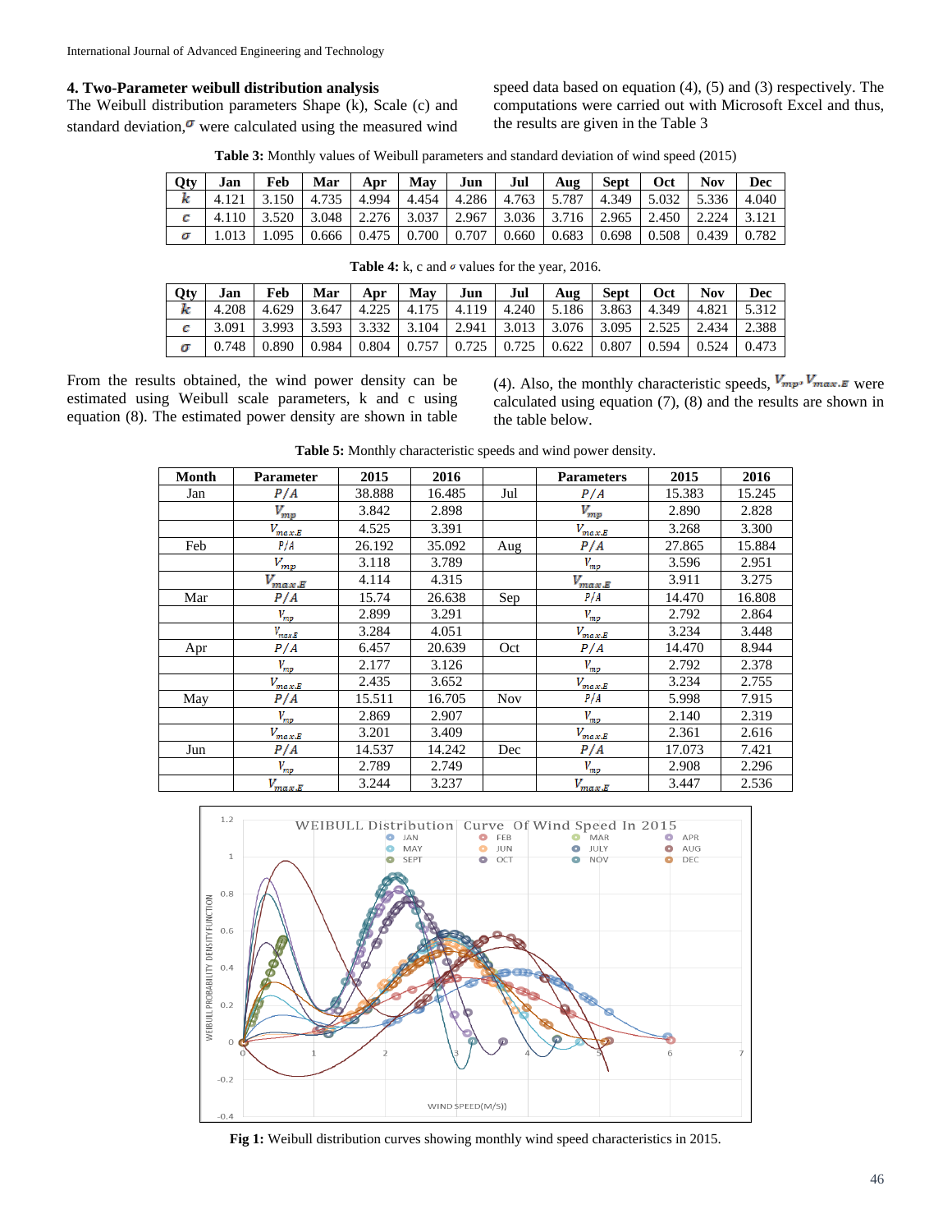### 4. Two-Parameter weibull distribution analysis

The Weibull distribution parameters Shape (k), Scale (c) and standard deviation, $\sigma$ were calculated using the measured wind speed data based on equation (4), (5) and (3) respectively. The computations were carried out with Microsoft Excel and thus, the results are given in the Table 3

**Table 3:** Monthly values of Weibull parameters and standard deviation of wind speed (2015)

| Qty | Jan | Feb | Mar | Apr | May | Jun | Jul | Aug | Sept | Oct | Nov | Dec |
|---|---|---|---|---|---|---|---|---|---|---|---|---|
| $k$ | 4.121 | 3.150 | 4.735 | 4.994 | 4.454 | 4.286 | 4.763 | 5.787 | 4.349 | 5.032 | 5.336 | 4.040 |
| $c$ | 4.110 | 3.520 | 3.048 | 2.276 | 3.037 | 2.967 | 3.036 | 3.716 | 2.965 | 2.450 | 2.224 | 3.121 |
| $\sigma$ | 1.013 | 1.095 | 0.666 | 0.475 | 0.700 | 0.707 | 0.660 | 0.683 | 0.698 | 0.508 | 0.439 | 0.782 |

**Table 4:** k, c and $\sigma$ values for the year, 2016.

| Qty | Jan | Feb | Mar | Apr | May | Jun | Jul | Aug | Sept | Oct | Nov | Dec |
|---|---|---|---|---|---|---|---|---|---|---|---|---|
| $k$ | 4.208 | 4.629 | 3.647 | 4.225 | 4.175 | 4.119 | 4.240 | 5.186 | 3.863 | 4.349 | 4.821 | 5.312 |
| $c$ | 3.091 | 3.993 | 3.593 | 3.332 | 3.104 | 2.941 | 3.013 | 3.076 | 3.095 | 2.525 | 2.434 | 2.388 |
| $\sigma$ | 0.748 | 0.890 | 0.984 | 0.804 | 0.757 | 0.725 | 0.725 | 0.622 | 0.807 | 0.594 | 0.524 | 0.473 |

From the results obtained, the wind power density can be estimated using Weibull scale parameters, k and c using equation (8). The estimated power density are shown in table (4). Also, the monthly characteristic speeds, $V_{mp}$, $V_{max.E}$ were calculated using equation (7), (8) and the results are shown in the table below.

**Table 5:** Monthly characteristic speeds and wind power density.

| Month | Parameter | 2015 | 2016 | | Parameters | 2015 | 2016 |
|---|---|---|---|---|---|---|---|
| Jan | $P/A$ | 38.888 | 16.485 | Jul | $P/A$ | 15.383 | 15.245 |
| | $V_{mp}$ | 3.842 | 2.898 | | $V_{mp}$ | 2.890 | 2.828 |
| | $V_{max.E}$ | 4.525 | 3.391 | | $V_{max.E}$ | 3.268 | 3.300 |
| Feb | $P/A$ | 26.192 | 35.092 | Aug | $P/A$ | 27.865 | 15.884 |
| | $V_{mp}$ | 3.118 | 3.789 | | $V_{mp}$ | 3.596 | 2.951 |
| | $V_{max.E}$ | 4.114 | 4.315 | | $V_{max.E}$ | 3.911 | 3.275 |
| Mar | $P/A$ | 15.74 | 26.638 | Sep | $P/A$ | 14.470 | 16.808 |
| | $V_{mp}$ | 2.899 | 3.291 | | $V_{mp}$ | 2.792 | 2.864 |
| | $V_{max.E}$ | 3.284 | 4.051 | | $V_{max.E}$ | 3.234 | 3.448 |
| Apr | $P/A$ | 6.457 | 20.639 | Oct | $P/A$ | 14.470 | 8.944 |
| | $V_{mp}$ | 2.177 | 3.126 | | $V_{mp}$ | 2.792 | 2.378 |
| | $V_{max.E}$ | 2.435 | 3.652 | | $V_{max.E}$ | 3.234 | 2.755 |
| May | $P/A$ | 15.511 | 16.705 | Nov | $P/A$ | 5.998 | 7.915 |
| | $V_{mp}$ | 2.869 | 2.907 | | $V_{mp}$ | 2.140 | 2.319 |
| | $V_{max.E}$ | 3.201 | 3.409 | | $V_{max.E}$ | 2.361 | 2.616 |
| Jun | $P/A$ | 14.537 | 14.242 | Dec | $P/A$ | 17.073 | 7.421 |
| | $V_{mp}$ | 2.789 | 2.749 | | $V_{mp}$ | 2.908 | 2.296 |
| | $V_{max.E}$ | 3.244 | 3.237 | | $V_{max.E}$ | 3.447 | 2.536 |

**Fig 1:** Weibull distribution curves showing monthly wind speed characteristics in 2015.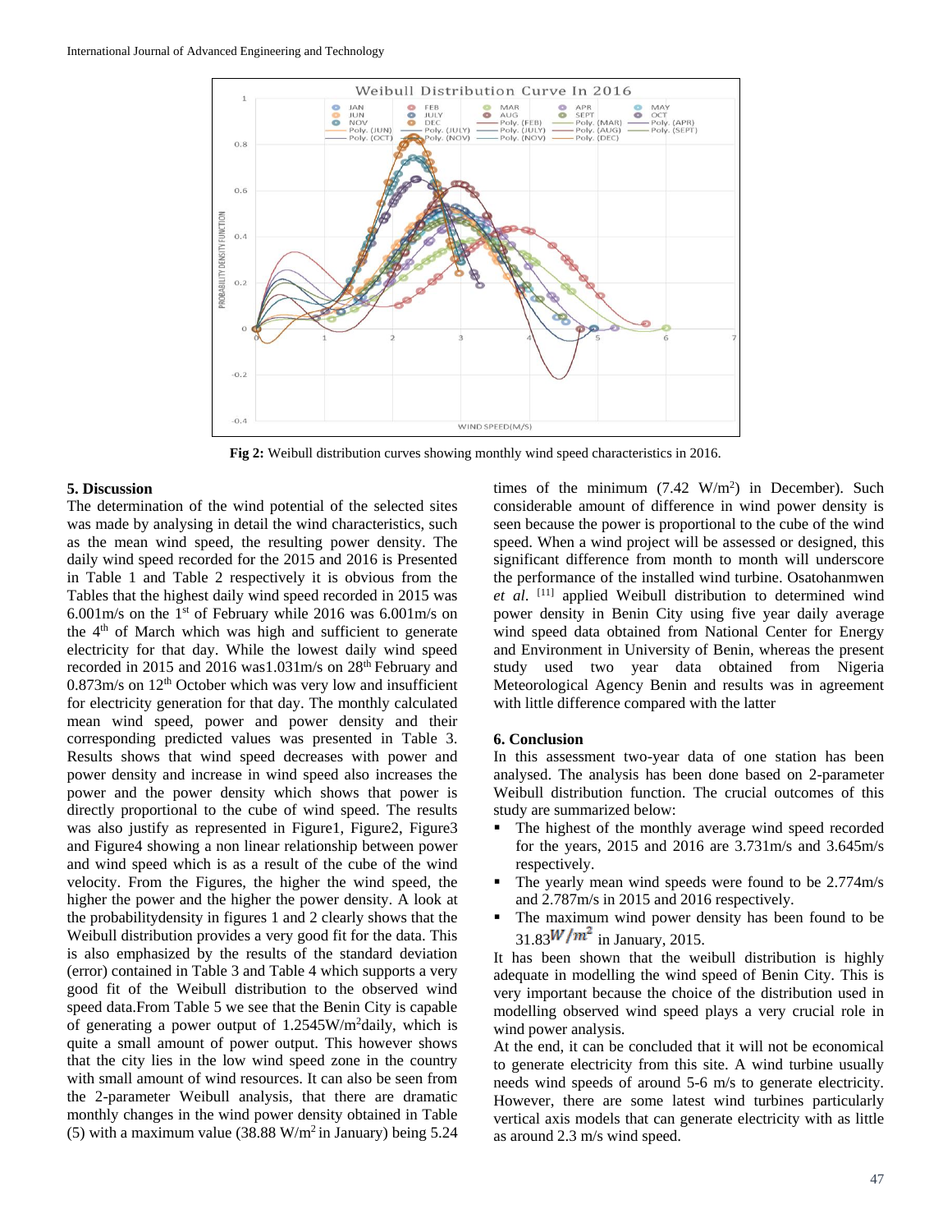Fig 2: Weibull distribution curves showing monthly wind speed characteristics in 2016.

## 5. Discussion

The determination of the wind potential of the selected sites was made by analysing in detail the wind characteristics, such as the mean wind speed, the resulting power density. The daily wind speed recorded for the 2015 and 2016 is Presented in Table 1 and Table 2 respectively it is obvious from the Tables that the highest daily wind speed recorded in 2015 was 6.001m/s on the 1st of February while 2016 was 6.001m/s on the 4th of March which was high and sufficient to generate electricity for that day. While the lowest daily wind speed recorded in 2015 and 2016 was1.031m/s on 28th February and 0.873m/s on 12th October which was very low and insufficient for electricity generation for that day. The monthly calculated mean wind speed, power and power density and their corresponding predicted values was presented in Table 3. Results shows that wind speed decreases with power and power density and increase in wind speed also increases the power and the power density which shows that power is directly proportional to the cube of wind speed. The results was also justify as represented in Figure1, Figure2, Figure3 and Figure4 showing a non linear relationship between power and wind speed which is as a result of the cube of the wind velocity. From the Figures, the higher the wind speed, the higher the power and the higher the power density. A look at the probabilitydensity in figures 1 and 2 clearly shows that the Weibull distribution provides a very good fit for the data. This is also emphasized by the results of the standard deviation (error) contained in Table 3 and Table 4 which supports a very good fit of the Weibull distribution to the observed wind speed data.From Table 5 we see that the Benin City is capable of generating a power output of 1.2545W/m$^2$daily, which is quite a small amount of power output. This however shows that the city lies in the low wind speed zone in the country with small amount of wind resources. It can also be seen from the 2-parameter Weibull analysis, that there are dramatic monthly changes in the wind power density obtained in Table (5) with a maximum value (38.88 W/m$^2$ in January) being 5.24 times of the minimum (7.42 W/m$^2$) in December). Such considerable amount of difference in wind power density is seen because the power is proportional to the cube of the wind speed. When a wind project will be assessed or designed, this significant difference from month to month will underscore the performance of the installed wind turbine. Osatohanmwen *et al.* [11] applied Weibull distribution to determined wind power density in Benin City using five year daily average wind speed data obtained from National Center for Energy and Environment in University of Benin, whereas the present study used two year data obtained from Nigeria Meteorological Agency Benin and results was in agreement with little difference compared with the latter

## 6. Conclusion

In this assessment two-year data of one station has been analysed. The analysis has been done based on 2-parameter Weibull distribution function. The crucial outcomes of this study are summarized below:

- The highest of the monthly average wind speed recorded for the years, 2015 and 2016 are 3.731m/s and 3.645m/s respectively.
- The yearly mean wind speeds were found to be 2.774m/s and 2.787m/s in 2015 and 2016 respectively.
- The maximum wind power density has been found to be 31.83$W/m^2$ in January, 2015.

It has been shown that the weibull distribution is highly adequate in modelling the wind speed of Benin City. This is very important because the choice of the distribution used in modelling observed wind speed plays a very crucial role in wind power analysis.

At the end, it can be concluded that it will not be economical to generate electricity from this site. A wind turbine usually needs wind speeds of around 5-6 m/s to generate electricity. However, there are some latest wind turbines particularly vertical axis models that can generate electricity with as little as around 2.3 m/s wind speed.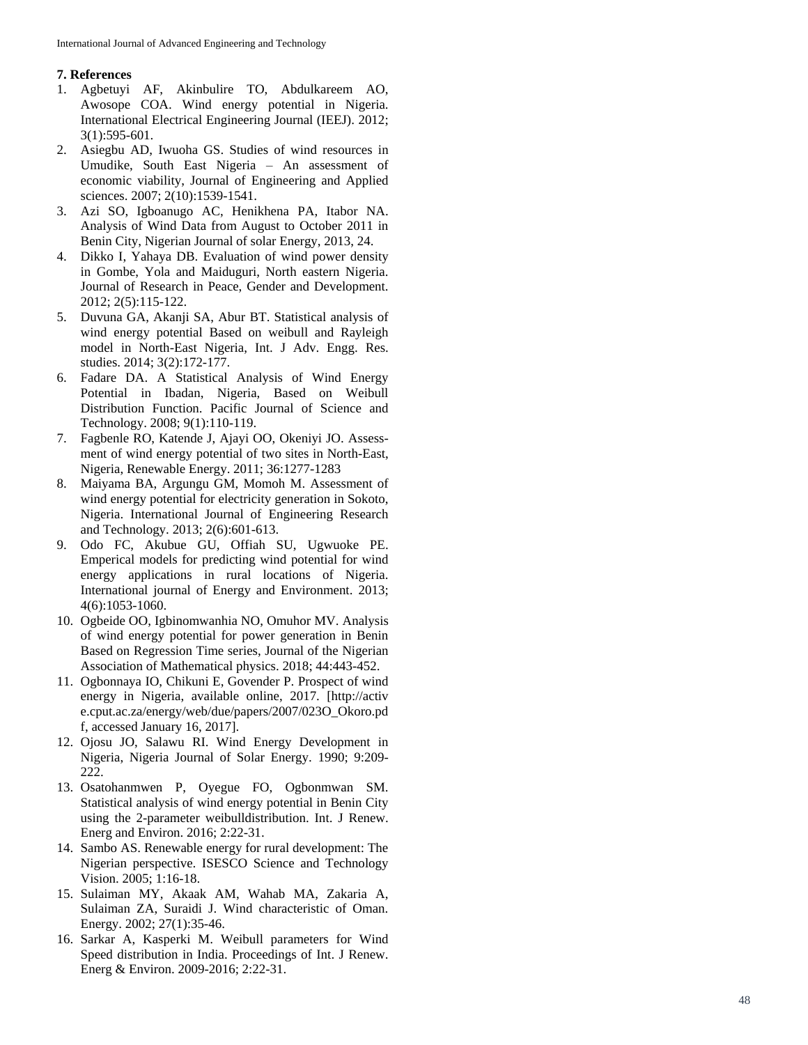## 7. References

1. Agbetuyi AF, Akinbulire TO, Abdulkareem AO, Awosope COA. Wind energy potential in Nigeria. International Electrical Engineering Journal (IEEJ). 2012; 3(1):595-601.
2. Asiegbu AD, Iwuoha GS. Studies of wind resources in Umudike, South East Nigeria – An assessment of economic viability, Journal of Engineering and Applied sciences. 2007; 2(10):1539-1541.
3. Azi SO, Igboanugo AC, Henikhena PA, Itabor NA. Analysis of Wind Data from August to October 2011 in Benin City, Nigerian Journal of solar Energy, 2013, 24.
4. Dikko I, Yahaya DB. Evaluation of wind power density in Gombe, Yola and Maiduguri, North eastern Nigeria. Journal of Research in Peace, Gender and Development. 2012; 2(5):115-122.
5. Duvuna GA, Akanji SA, Abur BT. Statistical analysis of wind energy potential Based on weibull and Rayleigh model in North-East Nigeria, Int. J Adv. Engg. Res. studies. 2014; 3(2):172-177.
6. Fadare DA. A Statistical Analysis of Wind Energy Potential in Ibadan, Nigeria, Based on Weibull Distribution Function. Pacific Journal of Science and Technology. 2008; 9(1):110-119.
7. Fagbenle RO, Katende J, Ajayi OO, Okeniyi JO. Assessment of wind energy potential of two sites in North-East, Nigeria, Renewable Energy. 2011; 36:1277-1283
8. Maiyama BA, Argungu GM, Momoh M. Assessment of wind energy potential for electricity generation in Sokoto, Nigeria. International Journal of Engineering Research and Technology. 2013; 2(6):601-613.
9. Odo FC, Akubue GU, Offiah SU, Ugwuoke PE. Emperical models for predicting wind potential for wind energy applications in rural locations of Nigeria. International journal of Energy and Environment. 2013; 4(6):1053-1060.
10. Ogbeide OO, Igbinomwanhia NO, Omuhor MV. Analysis of wind energy potential for power generation in Benin Based on Regression Time series, Journal of the Nigerian Association of Mathematical physics. 2018; 44:443-452.
11. Ogbonnaya IO, Chikuni E, Govender P. Prospect of wind energy in Nigeria, available online, 2017. [http://active.cput.ac.za/energy/web/due/papers/2007/023O_Okoro.pdf, accessed January 16, 2017].
12. Ojosu JO, Salawu RI. Wind Energy Development in Nigeria, Nigeria Journal of Solar Energy. 1990; 9:209-222.
13. Osatohanmwen P, Oyegue FO, Ogbonmwan SM. Statistical analysis of wind energy potential in Benin City using the 2-parameter weibulldistribution. Int. J Renew. Energ and Environ. 2016; 2:22-31.
14. Sambo AS. Renewable energy for rural development: The Nigerian perspective. ISESCO Science and Technology Vision. 2005; 1:16-18.
15. Sulaiman MY, Akaak AM, Wahab MA, Zakaria A, Sulaiman ZA, Suraidi J. Wind characteristic of Oman. Energy. 2002; 27(1):35-46.
16. Sarkar A, Kasperki M. Weibull parameters for Wind Speed distribution in India. Proceedings of Int. J Renew. Energ & Environ. 2009-2016; 2:22-31.